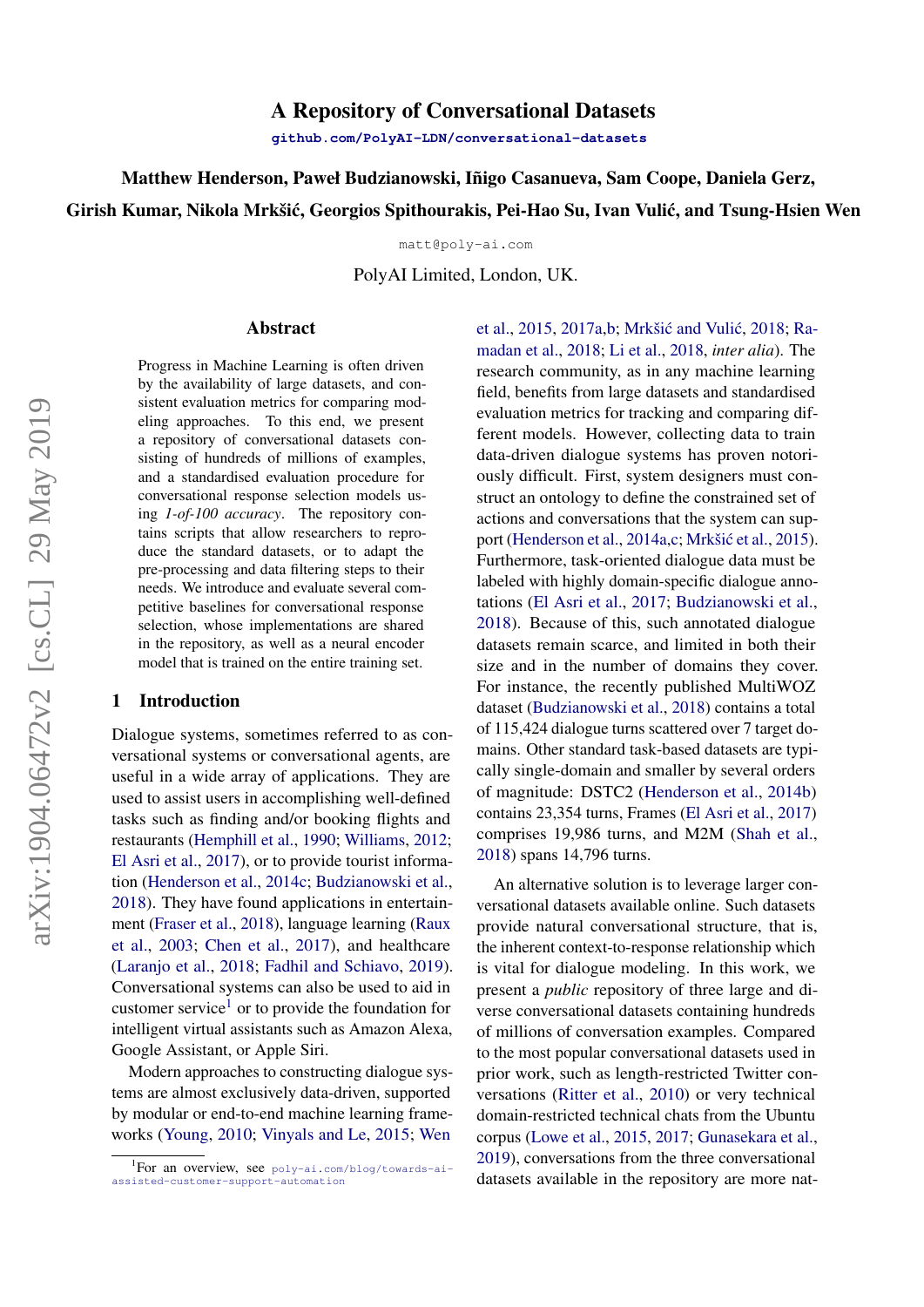# A Repository of Conversational Datasets

github.com/PolyAI-LDN/conversational-datasets

**Matthew Henderson, Paweł Budzianowski, Iñigo Casanueva, Sam Coope, Daniela Gerz, Girish Kumar, Nikola Mrkšić, Georgios Spithourakis, Pei-Hao Su, Ivan Vulić, and Tsung-Hsien Wen**

matt@poly-ai.com

PolyAI Limited, London, UK.

## Abstract

Progress in Machine Learning is often driven by the availability of large datasets, and consistent evaluation metrics for comparing modeling approaches. To this end, we present a repository of conversational datasets consisting of hundreds of millions of examples, and a standardised evaluation procedure for conversational response selection models using *1-of-100 accuracy*. The repository contains scripts that allow researchers to reproduce the standard datasets, or to adapt the pre-processing and data filtering steps to their needs. We introduce and evaluate several competitive baselines for conversational response selection, whose implementations are shared in the repository, as well as a neural encoder model that is trained on the entire training set.

## 1 Introduction

Dialogue systems, sometimes referred to as conversational systems or conversational agents, are useful in a wide array of applications. They are used to assist users in accomplishing well-defined tasks such as finding and/or booking flights and restaurants (Hemphill et al., 1990; Williams, 2012; El Asri et al., 2017), or to provide tourist information (Henderson et al., 2014c; Budzianowski et al., 2018). They have found applications in entertainment (Fraser et al., 2018), language learning (Raux et al., 2003; Chen et al., 2017), and healthcare (Laranjo et al., 2018; Fadhil and Schiavo, 2019). Conversational systems can also be used to aid in customer service[1] or to provide the foundation for intelligent virtual assistants such as Amazon Alexa, Google Assistant, or Apple Siri.

Modern approaches to constructing dialogue systems are almost exclusively data-driven, supported by modular or end-to-end machine learning frameworks (Young, 2010; Vinyals and Le, 2015; Wen et al., 2015, 2017a,b; Mrkšić and Vulić, 2018; Ramadan et al., 2018; Li et al., 2018, *inter alia*). The research community, as in any machine learning field, benefits from large datasets and standardised evaluation metrics for tracking and comparing different models. However, collecting data to train data-driven dialogue systems has proven notoriously difficult. First, system designers must construct an ontology to define the constrained set of actions and conversations that the system can support (Henderson et al., 2014a,c; Mrkšić et al., 2015). Furthermore, task-oriented dialogue data must be labeled with highly domain-specific dialogue annotations (El Asri et al., 2017; Budzianowski et al., 2018). Because of this, such annotated dialogue datasets remain scarce, and limited in both their size and in the number of domains they cover. For instance, the recently published MultiWOZ dataset (Budzianowski et al., 2018) contains a total of 115,424 dialogue turns scattered over 7 target domains. Other standard task-based datasets are typically single-domain and smaller by several orders of magnitude: DSTC2 (Henderson et al., 2014b) contains 23,354 turns, Frames (El Asri et al., 2017) comprises 19,986 turns, and M2M (Shah et al., 2018) spans 14,796 turns.

An alternative solution is to leverage larger conversational datasets available online. Such datasets provide natural conversational structure, that is, the inherent context-to-response relationship which is vital for dialogue modeling. In this work, we present a *public* repository of three large and diverse conversational datasets containing hundreds of millions of conversation examples. Compared to the most popular conversational datasets used in prior work, such as length-restricted Twitter conversations (Ritter et al., 2010) or very technical domain-restricted technical chats from the Ubuntu corpus (Lowe et al., 2015, 2017; Gunasekara et al., 2019), conversations from the three conversational datasets available in the repository are more nat-

[1] For an overview, see poly-ai.com/blog/towards-ai-assisted-customer-support-automation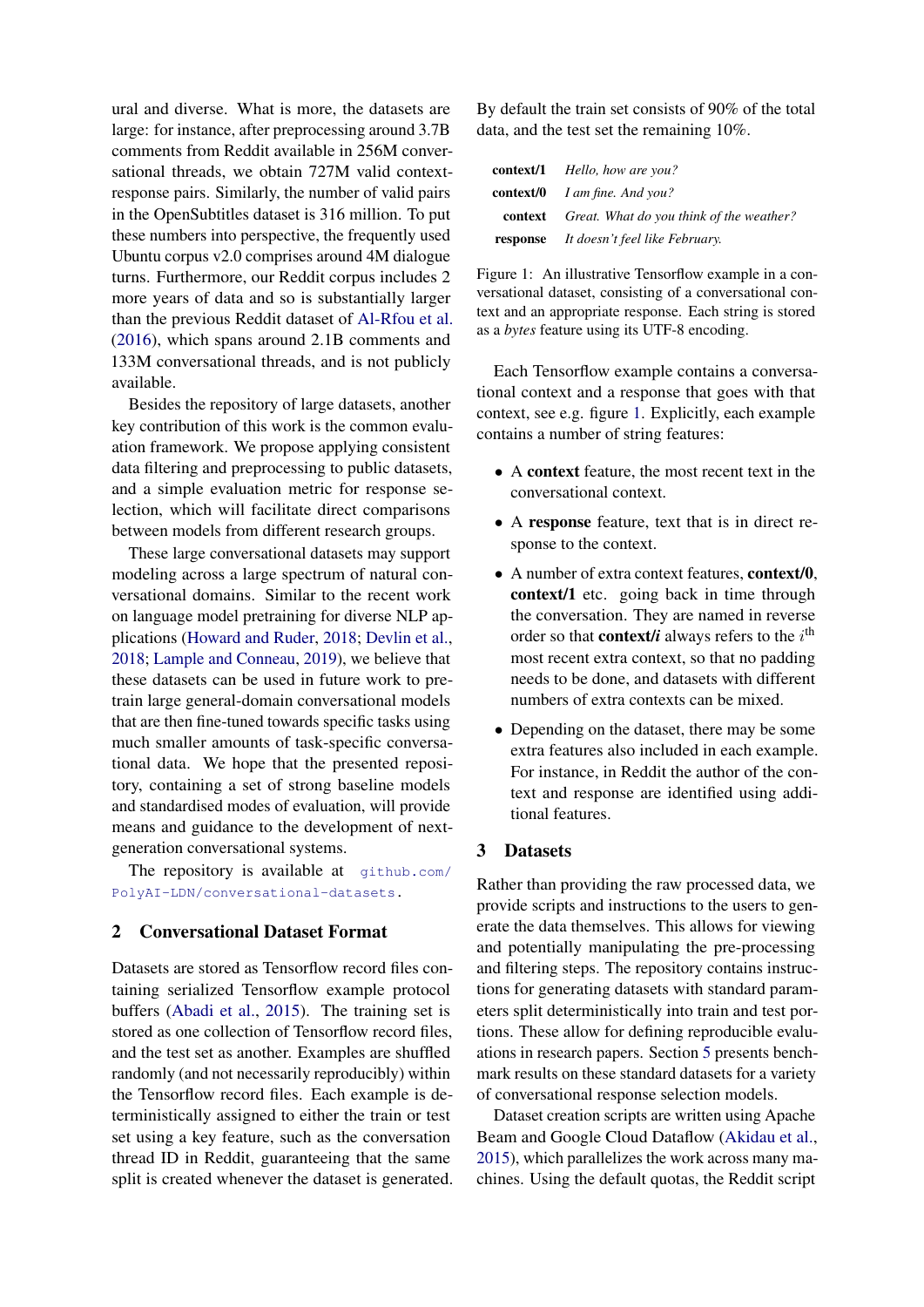ural and diverse. What is more, the datasets are large: for instance, after preprocessing around 3.7B comments from Reddit available in 256M conversational threads, we obtain 727M valid context-response pairs. Similarly, the number of valid pairs in the OpenSubtitles dataset is 316 million. To put these numbers into perspective, the frequently used Ubuntu corpus v2.0 comprises around 4M dialogue turns. Furthermore, our Reddit corpus includes 2 more years of data and so is substantially larger than the previous Reddit dataset of Al-Rfou et al. (2016), which spans around 2.1B comments and 133M conversational threads, and is not publicly available.

Besides the repository of large datasets, another key contribution of this work is the common evaluation framework. We propose applying consistent data filtering and preprocessing to public datasets, and a simple evaluation metric for response selection, which will facilitate direct comparisons between models from different research groups.

These large conversational datasets may support modeling across a large spectrum of natural conversational domains. Similar to the recent work on language model pretraining for diverse NLP applications (Howard and Ruder, 2018; Devlin et al., 2018; Lample and Conneau, 2019), we believe that these datasets can be used in future work to pretrain large general-domain conversational models that are then fine-tuned towards specific tasks using much smaller amounts of task-specific conversational data. We hope that the presented repository, containing a set of strong baseline models and standardised modes of evaluation, will provide means and guidance to the development of next-generation conversational systems.

The repository is available at `github.com/PolyAI-LDN/conversational-datasets`.

## 2 Conversational Dataset Format

Datasets are stored as Tensorflow record files containing serialized Tensorflow example protocol buffers (Abadi et al., 2015). The training set is stored as one collection of Tensorflow record files, and the test set as another. Examples are shuffled randomly (and not necessarily reproducibly) within the Tensorflow record files. Each example is deterministically assigned to either the train or test set using a key feature, such as the conversation thread ID in Reddit, guaranteeing that the same split is created whenever the dataset is generated. By default the train set consists of 90% of the total data, and the test set the remaining 10%.

| | |
|---|---|
| **context/1** | *Hello, how are you?* |
| **context/0** | *I am fine. And you?* |
| **context** | *Great. What do you think of the weather?* |
| **response** | *It doesn't feel like February.* |

Figure 1: An illustrative Tensorflow example in a conversational dataset, consisting of a conversational context and an appropriate response. Each string is stored as a *bytes* feature using its UTF-8 encoding.

Each Tensorflow example contains a conversational context and a response that goes with that context, see e.g. figure 1. Explicitly, each example contains a number of string features:

- A **context** feature, the most recent text in the conversational context.
- A **response** feature, text that is in direct response to the context.
- A number of extra context features, **context/0**, **context/1** etc. going back in time through the conversation. They are named in reverse order so that **context/*i*** always refers to the $i^{\text{th}}$ most recent extra context, so that no padding needs to be done, and datasets with different numbers of extra contexts can be mixed.
- Depending on the dataset, there may be some extra features also included in each example. For instance, in Reddit the author of the context and response are identified using additional features.

## 3 Datasets

Rather than providing the raw processed data, we provide scripts and instructions to the users to generate the data themselves. This allows for viewing and potentially manipulating the pre-processing and filtering steps. The repository contains instructions for generating datasets with standard parameters split deterministically into train and test portions. These allow for defining reproducible evaluations in research papers. Section 5 presents benchmark results on these standard datasets for a variety of conversational response selection models.

Dataset creation scripts are written using Apache Beam and Google Cloud Dataflow (Akidau et al., 2015), which parallelizes the work across many machines. Using the default quotas, the Reddit script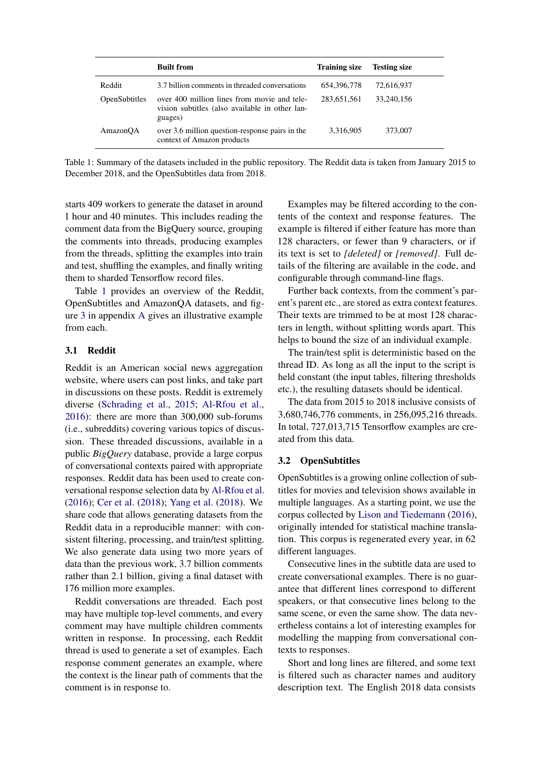| | Built from | Training size | Testing size |
|---|---|---|---|
| Reddit | 3.7 billion comments in threaded conversations | 654,396,778 | 72,616,937 |
| OpenSubtitles | over 400 million lines from movie and television subtitles (also available in other languages) | 283,651,561 | 33,240,156 |
| AmazonQA | over 3.6 million question-response pairs in the context of Amazon products | 3,316,905 | 373,007 |

Table 1: Summary of the datasets included in the public repository. The Reddit data is taken from January 2015 to December 2018, and the OpenSubtitles data from 2018.

starts 409 workers to generate the dataset in around 1 hour and 40 minutes. This includes reading the comment data from the BigQuery source, grouping the comments into threads, producing examples from the threads, splitting the examples into train and test, shuffling the examples, and finally writing them to sharded Tensorflow record files.

Table 1 provides an overview of the Reddit, OpenSubtitles and AmazonQA datasets, and figure 3 in appendix A gives an illustrative example from each.

### 3.1 Reddit

Reddit is an American social news aggregation website, where users can post links, and take part in discussions on these posts. Reddit is extremely diverse (Schrading et al., 2015; Al-Rfou et al., 2016): there are more than 300,000 sub-forums (i.e., subreddits) covering various topics of discussion. These threaded discussions, available in a public *BigQuery* database, provide a large corpus of conversational contexts paired with appropriate responses. Reddit data has been used to create conversational response selection data by Al-Rfou et al. (2016); Cer et al. (2018); Yang et al. (2018). We share code that allows generating datasets from the Reddit data in a reproducible manner: with consistent filtering, processing, and train/test splitting. We also generate data using two more years of data than the previous work, 3.7 billion comments rather than 2.1 billion, giving a final dataset with 176 million more examples.

Reddit conversations are threaded. Each post may have multiple top-level comments, and every comment may have multiple children comments written in response. In processing, each Reddit thread is used to generate a set of examples. Each response comment generates an example, where the context is the linear path of comments that the comment is in response to.

Examples may be filtered according to the contents of the context and response features. The example is filtered if either feature has more than 128 characters, or fewer than 9 characters, or if its text is set to *[deleted]* or *[removed]*. Full details of the filtering are available in the code, and configurable through command-line flags.

Further back contexts, from the comment's parent's parent etc., are stored as extra context features. Their texts are trimmed to be at most 128 characters in length, without splitting words apart. This helps to bound the size of an individual example.

The train/test split is deterministic based on the thread ID. As long as all the input to the script is held constant (the input tables, filtering thresholds etc.), the resulting datasets should be identical.

The data from 2015 to 2018 inclusive consists of 3,680,746,776 comments, in 256,095,216 threads. In total, 727,013,715 Tensorflow examples are created from this data.

### 3.2 OpenSubtitles

OpenSubtitles is a growing online collection of subtitles for movies and television shows available in multiple languages. As a starting point, we use the corpus collected by Lison and Tiedemann (2016), originally intended for statistical machine translation. This corpus is regenerated every year, in 62 different languages.

Consecutive lines in the subtitle data are used to create conversational examples. There is no guarantee that different lines correspond to different speakers, or that consecutive lines belong to the same scene, or even the same show. The data nevertheless contains a lot of interesting examples for modelling the mapping from conversational contexts to responses.

Short and long lines are filtered, and some text is filtered such as character names and auditory description text. The English 2018 data consists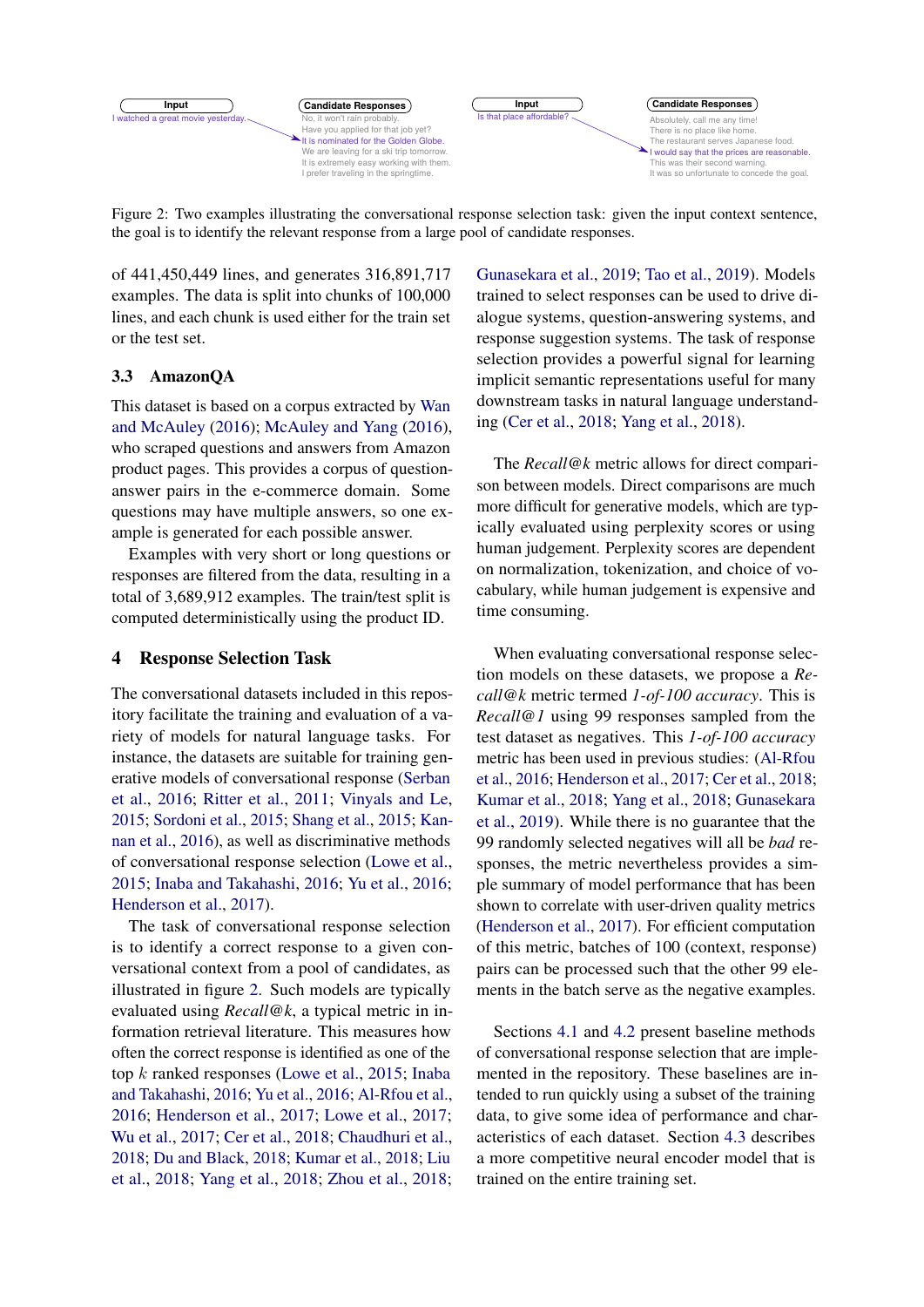Input
I watched a great movie yesterday.

Candidate Responses
No, it won't rain probably.
Have you applied for that job yet?
It is nominated for the Golden Globe.
We are leaving for a ski trip tomorrow.
It is extremely easy working with them.
I prefer traveling in the springtime.

Input
Is that place affordable?

Candidate Responses
Absolutely, call me any time!
There is no place like home.
The restaurant serves Japanese food.
I would say that the prices are reasonable.
This was their second warning.
It was so unfortunate to concede the goal.

Figure 2: Two examples illustrating the conversational response selection task: given the input context sentence, the goal is to identify the relevant response from a large pool of candidate responses.

of 441,450,449 lines, and generates 316,891,717 examples. The data is split into chunks of 100,000 lines, and each chunk is used either for the train set or the test set.

### 3.3 AmazonQA

This dataset is based on a corpus extracted by Wan and McAuley (2016); McAuley and Yang (2016), who scraped questions and answers from Amazon product pages. This provides a corpus of question-answer pairs in the e-commerce domain. Some questions may have multiple answers, so one example is generated for each possible answer.

Examples with very short or long questions or responses are filtered from the data, resulting in a total of 3,689,912 examples. The train/test split is computed deterministically using the product ID.

## 4 Response Selection Task

The conversational datasets included in this repository facilitate the training and evaluation of a variety of models for natural language tasks. For instance, the datasets are suitable for training generative models of conversational response (Serban et al., 2016; Ritter et al., 2011; Vinyals and Le, 2015; Sordoni et al., 2015; Shang et al., 2015; Kannan et al., 2016), as well as discriminative methods of conversational response selection (Lowe et al., 2015; Inaba and Takahashi, 2016; Yu et al., 2016; Henderson et al., 2017).

The task of conversational response selection is to identify a correct response to a given conversational context from a pool of candidates, as illustrated in figure 2. Such models are typically evaluated using *Recall@k*, a typical metric in information retrieval literature. This measures how often the correct response is identified as one of the top $k$ ranked responses (Lowe et al., 2015; Inaba and Takahashi, 2016; Yu et al., 2016; Al-Rfou et al., 2016; Henderson et al., 2017; Lowe et al., 2017; Wu et al., 2017; Cer et al., 2018; Chaudhuri et al., 2018; Du and Black, 2018; Kumar et al., 2018; Liu et al., 2018; Yang et al., 2018; Zhou et al., 2018; Gunasekara et al., 2019; Tao et al., 2019). Models trained to select responses can be used to drive dialogue systems, question-answering systems, and response suggestion systems. The task of response selection provides a powerful signal for learning implicit semantic representations useful for many downstream tasks in natural language understanding (Cer et al., 2018; Yang et al., 2018).

The *Recall@k* metric allows for direct comparison between models. Direct comparisons are much more difficult for generative models, which are typically evaluated using perplexity scores or using human judgement. Perplexity scores are dependent on normalization, tokenization, and choice of vocabulary, while human judgement is expensive and time consuming.

When evaluating conversational response selection models on these datasets, we propose a *Recall@k* metric termed *1-of-100 accuracy*. This is *Recall@1* using 99 responses sampled from the test dataset as negatives. This *1-of-100 accuracy* metric has been used in previous studies: (Al-Rfou et al., 2016; Henderson et al., 2017; Cer et al., 2018; Kumar et al., 2018; Yang et al., 2018; Gunasekara et al., 2019). While there is no guarantee that the 99 randomly selected negatives will all be *bad* responses, the metric nevertheless provides a simple summary of model performance that has been shown to correlate with user-driven quality metrics (Henderson et al., 2017). For efficient computation of this metric, batches of 100 (context, response) pairs can be processed such that the other 99 elements in the batch serve as the negative examples.

Sections 4.1 and 4.2 present baseline methods of conversational response selection that are implemented in the repository. These baselines are intended to run quickly using a subset of the training data, to give some idea of performance and characteristics of each dataset. Section 4.3 describes a more competitive neural encoder model that is trained on the entire training set.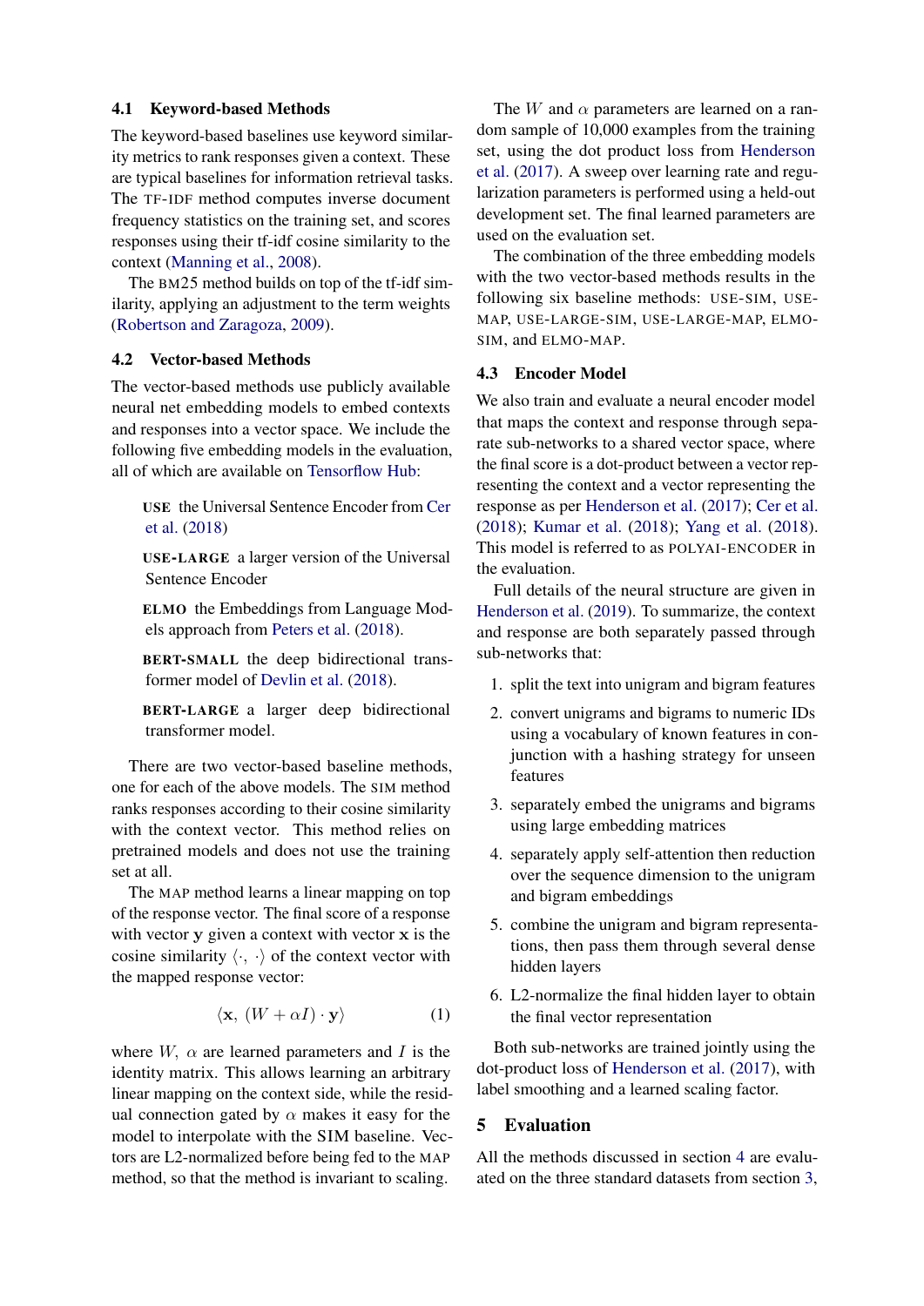### 4.1 Keyword-based Methods

The keyword-based baselines use keyword similarity metrics to rank responses given a context. These are typical baselines for information retrieval tasks. The TF-IDF method computes inverse document frequency statistics on the training set, and scores responses using their tf-idf cosine similarity to the context (Manning et al., 2008).

The BM25 method builds on top of the tf-idf similarity, applying an adjustment to the term weights (Robertson and Zaragoza, 2009).

### 4.2 Vector-based Methods

The vector-based methods use publicly available neural net embedding models to embed contexts and responses into a vector space. We include the following five embedding models in the evaluation, all of which are available on Tensorflow Hub:

**USE** the Universal Sentence Encoder from Cer et al. (2018)

**USE-LARGE** a larger version of the Universal Sentence Encoder

**ELMO** the Embeddings from Language Models approach from Peters et al. (2018).

**BERT-SMALL** the deep bidirectional transformer model of Devlin et al. (2018).

**BERT-LARGE** a larger deep bidirectional transformer model.

There are two vector-based baseline methods, one for each of the above models. The SIM method ranks responses according to their cosine similarity with the context vector. This method relies on pretrained models and does not use the training set at all.

The MAP method learns a linear mapping on top of the response vector. The final score of a response with vector $\mathbf{y}$ given a context with vector $\mathbf{x}$ is the cosine similarity $\langle \cdot, \cdot \rangle$ of the context vector with the mapped response vector:

$$\langle \mathbf{x}, \, (W + \alpha I) \cdot \mathbf{y} \rangle \tag{1}$$

where $W$, $\alpha$ are learned parameters and $I$ is the identity matrix. This allows learning an arbitrary linear mapping on the context side, while the residual connection gated by $\alpha$ makes it easy for the model to interpolate with the SIM baseline. Vectors are L2-normalized before being fed to the MAP method, so that the method is invariant to scaling.

The $W$ and $\alpha$ parameters are learned on a random sample of 10,000 examples from the training set, using the dot product loss from Henderson et al. (2017). A sweep over learning rate and regularization parameters is performed using a held-out development set. The final learned parameters are used on the evaluation set.

The combination of the three embedding models with the two vector-based methods results in the following six baseline methods: USE-SIM, USE-MAP, USE-LARGE-SIM, USE-LARGE-MAP, ELMO-SIM, and ELMO-MAP.

### 4.3 Encoder Model

We also train and evaluate a neural encoder model that maps the context and response through separate sub-networks to a shared vector space, where the final score is a dot-product between a vector representing the context and a vector representing the response as per Henderson et al. (2017); Cer et al. (2018); Kumar et al. (2018); Yang et al. (2018). This model is referred to as POLYAI-ENCODER in the evaluation.

Full details of the neural structure are given in Henderson et al. (2019). To summarize, the context and response are both separately passed through sub-networks that:

1. split the text into unigram and bigram features
2. convert unigrams and bigrams to numeric IDs using a vocabulary of known features in conjunction with a hashing strategy for unseen features
3. separately embed the unigrams and bigrams using large embedding matrices
4. separately apply self-attention then reduction over the sequence dimension to the unigram and bigram embeddings
5. combine the unigram and bigram representations, then pass them through several dense hidden layers
6. L2-normalize the final hidden layer to obtain the final vector representation

Both sub-networks are trained jointly using the dot-product loss of Henderson et al. (2017), with label smoothing and a learned scaling factor.

## 5 Evaluation

All the methods discussed in section 4 are evaluated on the three standard datasets from section 3,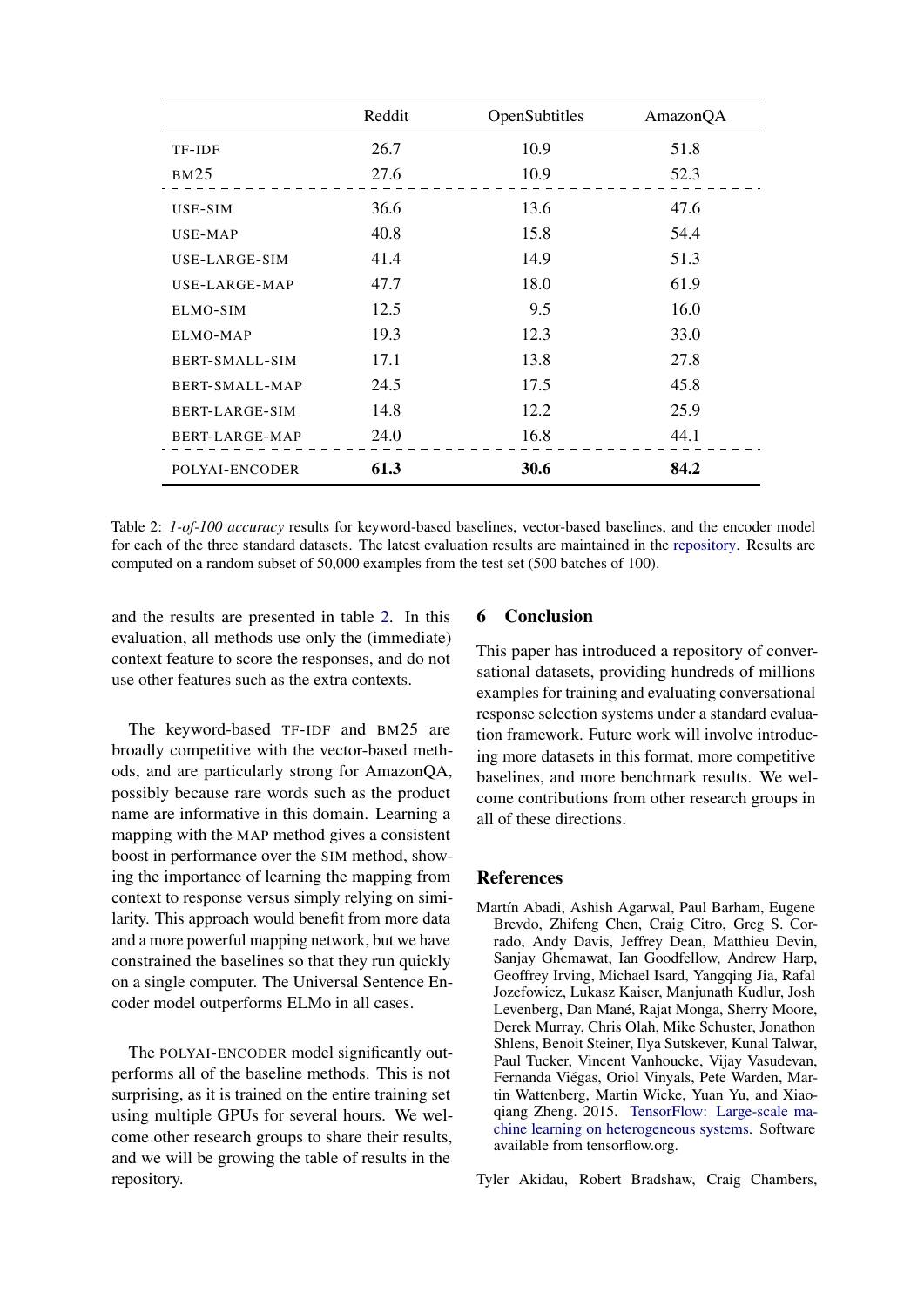|  | Reddit | OpenSubtitles | AmazonQA |
|---|---|---|---|
| TF-IDF | 26.7 | 10.9 | 51.8 |
| BM25 | 27.6 | 10.9 | 52.3 |
| USE-SIM | 36.6 | 13.6 | 47.6 |
| USE-MAP | 40.8 | 15.8 | 54.4 |
| USE-LARGE-SIM | 41.4 | 14.9 | 51.3 |
| USE-LARGE-MAP | 47.7 | 18.0 | 61.9 |
| ELMO-SIM | 12.5 | 9.5 | 16.0 |
| ELMO-MAP | 19.3 | 12.3 | 33.0 |
| BERT-SMALL-SIM | 17.1 | 13.8 | 27.8 |
| BERT-SMALL-MAP | 24.5 | 17.5 | 45.8 |
| BERT-LARGE-SIM | 14.8 | 12.2 | 25.9 |
| BERT-LARGE-MAP | 24.0 | 16.8 | 44.1 |
| POLYAI-ENCODER | **61.3** | **30.6** | **84.2** |

Table 2: *1-of-100 accuracy* results for keyword-based baselines, vector-based baselines, and the encoder model for each of the three standard datasets. The latest evaluation results are maintained in the repository. Results are computed on a random subset of 50,000 examples from the test set (500 batches of 100).

and the results are presented in table 2. In this evaluation, all methods use only the (immediate) context feature to score the responses, and do not use other features such as the extra contexts.

The keyword-based TF-IDF and BM25 are broadly competitive with the vector-based methods, and are particularly strong for AmazonQA, possibly because rare words such as the product name are informative in this domain. Learning a mapping with the MAP method gives a consistent boost in performance over the SIM method, showing the importance of learning the mapping from context to response versus simply relying on similarity. This approach would benefit from more data and a more powerful mapping network, but we have constrained the baselines so that they run quickly on a single computer. The Universal Sentence Encoder model outperforms ELMo in all cases.

The POLYAI-ENCODER model significantly outperforms all of the baseline methods. This is not surprising, as it is trained on the entire training set using multiple GPUs for several hours. We welcome other research groups to share their results, and we will be growing the table of results in the repository.

## 6 Conclusion

This paper has introduced a repository of conversational datasets, providing hundreds of millions examples for training and evaluating conversational response selection systems under a standard evaluation framework. Future work will involve introducing more datasets in this format, more competitive baselines, and more benchmark results. We welcome contributions from other research groups in all of these directions.

## References

Martín Abadi, Ashish Agarwal, Paul Barham, Eugene Brevdo, Zhifeng Chen, Craig Citro, Greg S. Corrado, Andy Davis, Jeffrey Dean, Matthieu Devin, Sanjay Ghemawat, Ian Goodfellow, Andrew Harp, Geoffrey Irving, Michael Isard, Yangqing Jia, Rafal Jozefowicz, Lukasz Kaiser, Manjunath Kudlur, Josh Levenberg, Dan Mané, Rajat Monga, Sherry Moore, Derek Murray, Chris Olah, Mike Schuster, Jonathon Shlens, Benoit Steiner, Ilya Sutskever, Kunal Talwar, Paul Tucker, Vincent Vanhoucke, Vijay Vasudevan, Fernanda Viégas, Oriol Vinyals, Pete Warden, Martin Wattenberg, Martin Wicke, Yuan Yu, and Xiaoqiang Zheng. 2015. TensorFlow: Large-scale machine learning on heterogeneous systems. Software available from tensorflow.org.

Tyler Akidau, Robert Bradshaw, Craig Chambers,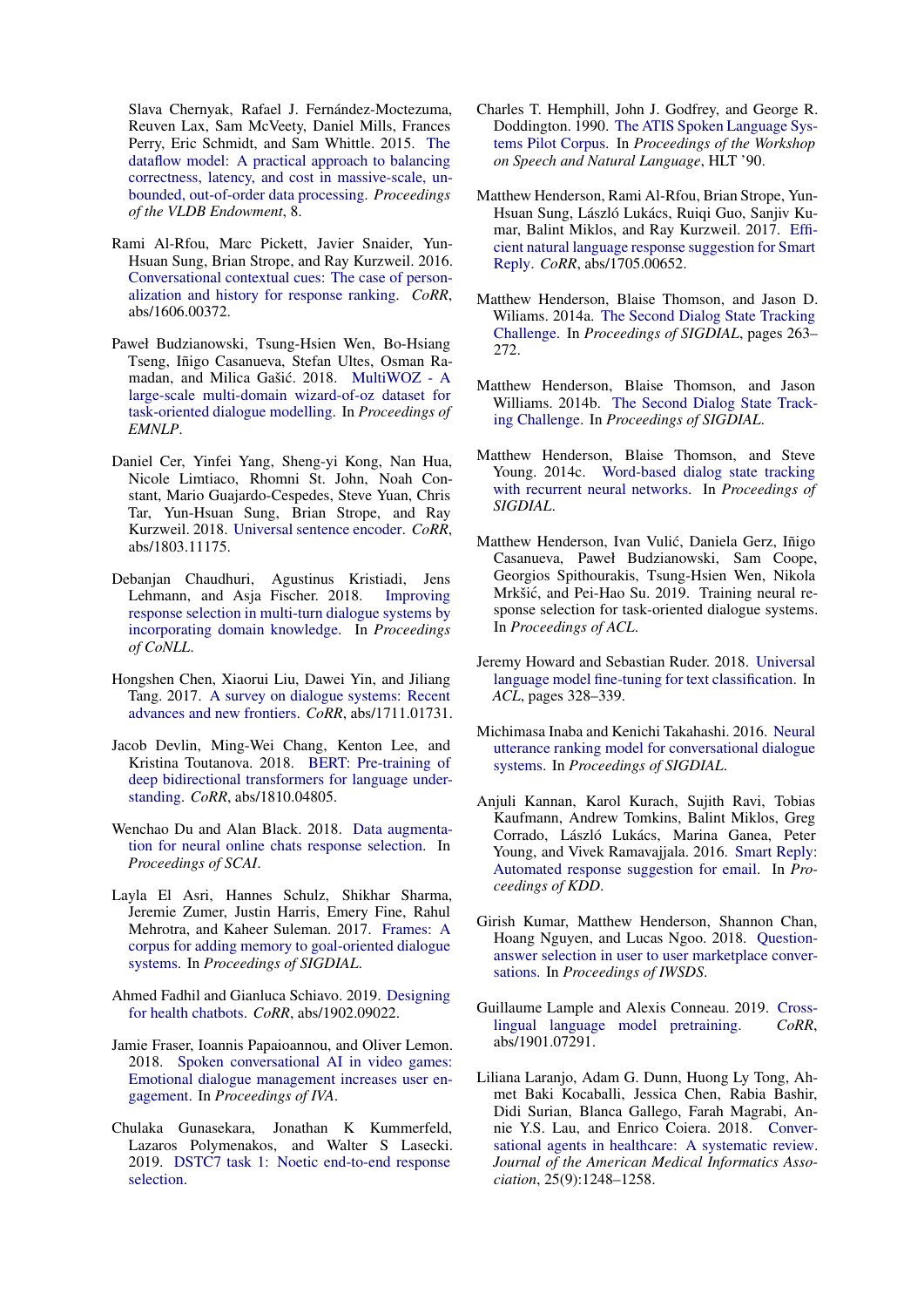Slava Chernyak, Rafael J. Fernández-Moctezuma, Reuven Lax, Sam McVeety, Daniel Mills, Frances Perry, Eric Schmidt, and Sam Whittle. 2015. The dataflow model: A practical approach to balancing correctness, latency, and cost in massive-scale, unbounded, out-of-order data processing. *Proceedings of the VLDB Endowment*, 8.

Rami Al-Rfou, Marc Pickett, Javier Snaider, Yun-Hsuan Sung, Brian Strope, and Ray Kurzweil. 2016. Conversational contextual cues: The case of personalization and history for response ranking. *CoRR*, abs/1606.00372.

Paweł Budzianowski, Tsung-Hsien Wen, Bo-Hsiang Tseng, Iñigo Casanueva, Stefan Ultes, Osman Ramadan, and Milica Gašić. 2018. MultiWOZ - A large-scale multi-domain wizard-of-oz dataset for task-oriented dialogue modelling. In *Proceedings of EMNLP*.

Daniel Cer, Yinfei Yang, Sheng-yi Kong, Nan Hua, Nicole Limtiaco, Rhomni St. John, Noah Constant, Mario Guajardo-Cespedes, Steve Yuan, Chris Tar, Yun-Hsuan Sung, Brian Strope, and Ray Kurzweil. 2018. Universal sentence encoder. *CoRR*, abs/1803.11175.

Debanjan Chaudhuri, Agustinus Kristiadi, Jens Lehmann, and Asja Fischer. 2018. Improving response selection in multi-turn dialogue systems by incorporating domain knowledge. In *Proceedings of CoNLL*.

Hongshen Chen, Xiaorui Liu, Dawei Yin, and Jiliang Tang. 2017. A survey on dialogue systems: Recent advances and new frontiers. *CoRR*, abs/1711.01731.

Jacob Devlin, Ming-Wei Chang, Kenton Lee, and Kristina Toutanova. 2018. BERT: Pre-training of deep bidirectional transformers for language understanding. *CoRR*, abs/1810.04805.

Wenchao Du and Alan Black. 2018. Data augmentation for neural online chats response selection. In *Proceedings of SCAI*.

Layla El Asri, Hannes Schulz, Shikhar Sharma, Jeremie Zumer, Justin Harris, Emery Fine, Rahul Mehrotra, and Kaheer Suleman. 2017. Frames: A corpus for adding memory to goal-oriented dialogue systems. In *Proceedings of SIGDIAL*.

Ahmed Fadhil and Gianluca Schiavo. 2019. Designing for health chatbots. *CoRR*, abs/1902.09022.

Jamie Fraser, Ioannis Papaioannou, and Oliver Lemon. 2018. Spoken conversational AI in video games: Emotional dialogue management increases user engagement. In *Proceedings of IVA*.

Chulaka Gunasekara, Jonathan K Kummerfeld, Lazaros Polymenakos, and Walter S Lasecki. 2019. DSTC7 task 1: Noetic end-to-end response selection.

Charles T. Hemphill, John J. Godfrey, and George R. Doddington. 1990. The ATIS Spoken Language Systems Pilot Corpus. In *Proceedings of the Workshop on Speech and Natural Language*, HLT '90.

Matthew Henderson, Rami Al-Rfou, Brian Strope, Yun-Hsuan Sung, László Lukács, Ruiqi Guo, Sanjiv Kumar, Balint Miklos, and Ray Kurzweil. 2017. Efficient natural language response suggestion for Smart Reply. *CoRR*, abs/1705.00652.

Matthew Henderson, Blaise Thomson, and Jason D. Wiliams. 2014a. The Second Dialog State Tracking Challenge. In *Proceedings of SIGDIAL*, pages 263–272.

Matthew Henderson, Blaise Thomson, and Jason Williams. 2014b. The Second Dialog State Tracking Challenge. In *Proceedings of SIGDIAL*.

Matthew Henderson, Blaise Thomson, and Steve Young. 2014c. Word-based dialog state tracking with recurrent neural networks. In *Proceedings of SIGDIAL*.

Matthew Henderson, Ivan Vulić, Daniela Gerz, Iñigo Casanueva, Paweł Budzianowski, Sam Coope, Georgios Spithourakis, Tsung-Hsien Wen, Nikola Mrkšić, and Pei-Hao Su. 2019. Training neural response selection for task-oriented dialogue systems. In *Proceedings of ACL*.

Jeremy Howard and Sebastian Ruder. 2018. Universal language model fine-tuning for text classification. In *ACL*, pages 328–339.

Michimasa Inaba and Kenichi Takahashi. 2016. Neural utterance ranking model for conversational dialogue systems. In *Proceedings of SIGDIAL*.

Anjuli Kannan, Karol Kurach, Sujith Ravi, Tobias Kaufmann, Andrew Tomkins, Balint Miklos, Greg Corrado, László Lukács, Marina Ganea, Peter Young, and Vivek Ramavajjala. 2016. Smart Reply: Automated response suggestion for email. In *Proceedings of KDD*.

Girish Kumar, Matthew Henderson, Shannon Chan, Hoang Nguyen, and Lucas Ngoo. 2018. Question-answer selection in user to user marketplace conversations. In *Proceedings of IWSDS*.

Guillaume Lample and Alexis Conneau. 2019. Cross-lingual language model pretraining. *CoRR*, abs/1901.07291.

Liliana Laranjo, Adam G. Dunn, Huong Ly Tong, Ahmet Baki Kocaballi, Jessica Chen, Rabia Bashir, Didi Surian, Blanca Gallego, Farah Magrabi, Annie Y.S. Lau, and Enrico Coiera. 2018. Conversational agents in healthcare: A systematic review. *Journal of the American Medical Informatics Association*, 25(9):1248–1258.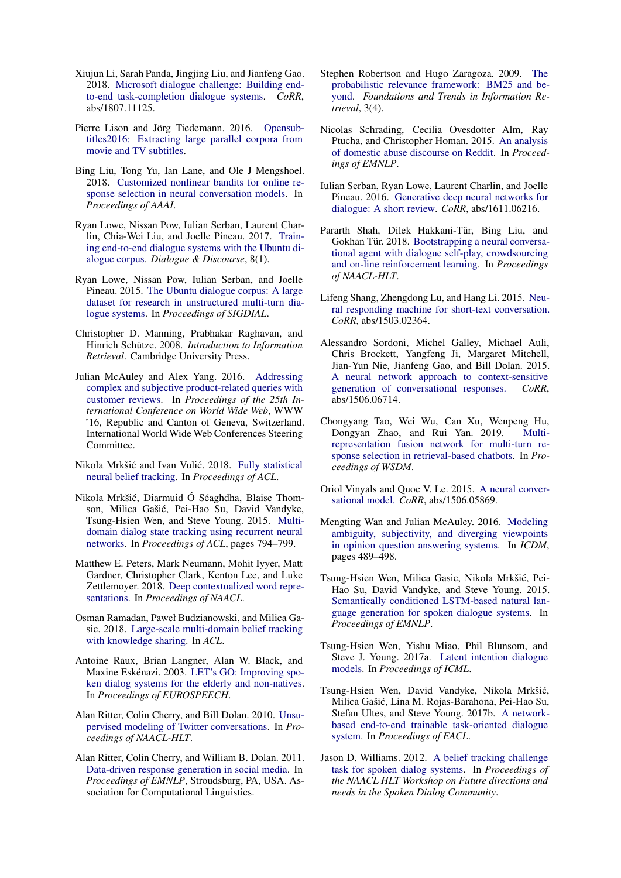Xiujun Li, Sarah Panda, Jingjing Liu, and Jianfeng Gao. 2018. Microsoft dialogue challenge: Building end-to-end task-completion dialogue systems. *CoRR*, abs/1807.11125.

Pierre Lison and Jörg Tiedemann. 2016. Opensubtitles2016: Extracting large parallel corpora from movie and TV subtitles.

Bing Liu, Tong Yu, Ian Lane, and Ole J Mengshoel. 2018. Customized nonlinear bandits for online response selection in neural conversation models. In *Proceedings of AAAI*.

Ryan Lowe, Nissan Pow, Iulian Serban, Laurent Charlin, Chia-Wei Liu, and Joelle Pineau. 2017. Training end-to-end dialogue systems with the Ubuntu dialogue corpus. *Dialogue & Discourse*, 8(1).

Ryan Lowe, Nissan Pow, Iulian Serban, and Joelle Pineau. 2015. The Ubuntu dialogue corpus: A large dataset for research in unstructured multi-turn dialogue systems. In *Proceedings of SIGDIAL*.

Christopher D. Manning, Prabhakar Raghavan, and Hinrich Schütze. 2008. *Introduction to Information Retrieval*. Cambridge University Press.

Julian McAuley and Alex Yang. 2016. Addressing complex and subjective product-related queries with customer reviews. In *Proceedings of the 25th International Conference on World Wide Web*, WWW '16, Republic and Canton of Geneva, Switzerland. International World Wide Web Conferences Steering Committee.

Nikola Mrkšić and Ivan Vulić. 2018. Fully statistical neural belief tracking. In *Proceedings of ACL*.

Nikola Mrkšić, Diarmuid Ó Séaghdha, Blaise Thomson, Milica Gašić, Pei-Hao Su, David Vandyke, Tsung-Hsien Wen, and Steve Young. 2015. Multi-domain dialog state tracking using recurrent neural networks. In *Proceedings of ACL*, pages 794–799.

Matthew E. Peters, Mark Neumann, Mohit Iyyer, Matt Gardner, Christopher Clark, Kenton Lee, and Luke Zettlemoyer. 2018. Deep contextualized word representations. In *Proceedings of NAACL*.

Osman Ramadan, Paweł Budzianowski, and Milica Gasic. 2018. Large-scale multi-domain belief tracking with knowledge sharing. In *ACL*.

Antoine Raux, Brian Langner, Alan W. Black, and Maxine Eskénazi. 2003. LET's GO: Improving spoken dialog systems for the elderly and non-natives. In *Proceedings of EUROSPEECH*.

Alan Ritter, Colin Cherry, and Bill Dolan. 2010. Unsupervised modeling of Twitter conversations. In *Proceedings of NAACL-HLT*.

Alan Ritter, Colin Cherry, and William B. Dolan. 2011. Data-driven response generation in social media. In *Proceedings of EMNLP*, Stroudsburg, PA, USA. Association for Computational Linguistics.

Stephen Robertson and Hugo Zaragoza. 2009. The probabilistic relevance framework: BM25 and beyond. *Foundations and Trends in Information Retrieval*, 3(4).

Nicolas Schrading, Cecilia Ovesdotter Alm, Ray Ptucha, and Christopher Homan. 2015. An analysis of domestic abuse discourse on Reddit. In *Proceedings of EMNLP*.

Iulian Serban, Ryan Lowe, Laurent Charlin, and Joelle Pineau. 2016. Generative deep neural networks for dialogue: A short review. *CoRR*, abs/1611.06216.

Pararth Shah, Dilek Hakkani-Tür, Bing Liu, and Gokhan Tür. 2018. Bootstrapping a neural conversational agent with dialogue self-play, crowdsourcing and on-line reinforcement learning. In *Proceedings of NAACL-HLT*.

Lifeng Shang, Zhengdong Lu, and Hang Li. 2015. Neural responding machine for short-text conversation. *CoRR*, abs/1503.02364.

Alessandro Sordoni, Michel Galley, Michael Auli, Chris Brockett, Yangfeng Ji, Margaret Mitchell, Jian-Yun Nie, Jianfeng Gao, and Bill Dolan. 2015. A neural network approach to context-sensitive generation of conversational responses. *CoRR*, abs/1506.06714.

Chongyang Tao, Wei Wu, Can Xu, Wenpeng Hu, Dongyan Zhao, and Rui Yan. 2019. Multi-representation fusion network for multi-turn response selection in retrieval-based chatbots. In *Proceedings of WSDM*.

Oriol Vinyals and Quoc V. Le. 2015. A neural conversational model. *CoRR*, abs/1506.05869.

Mengting Wan and Julian McAuley. 2016. Modeling ambiguity, subjectivity, and diverging viewpoints in opinion question answering systems. In *ICDM*, pages 489–498.

Tsung-Hsien Wen, Milica Gasic, Nikola Mrkšić, Pei-Hao Su, David Vandyke, and Steve Young. 2015. Semantically conditioned LSTM-based natural language generation for spoken dialogue systems. In *Proceedings of EMNLP*.

Tsung-Hsien Wen, Yishu Miao, Phil Blunsom, and Steve J. Young. 2017a. Latent intention dialogue models. In *Proceedings of ICML*.

Tsung-Hsien Wen, David Vandyke, Nikola Mrkšić, Milica Gašić, Lina M. Rojas-Barahona, Pei-Hao Su, Stefan Ultes, and Steve Young. 2017b. A network-based end-to-end trainable task-oriented dialogue system. In *Proceedings of EACL*.

Jason D. Williams. 2012. A belief tracking challenge task for spoken dialog systems. In *Proceedings of the NAACL HLT Workshop on Future directions and needs in the Spoken Dialog Community*.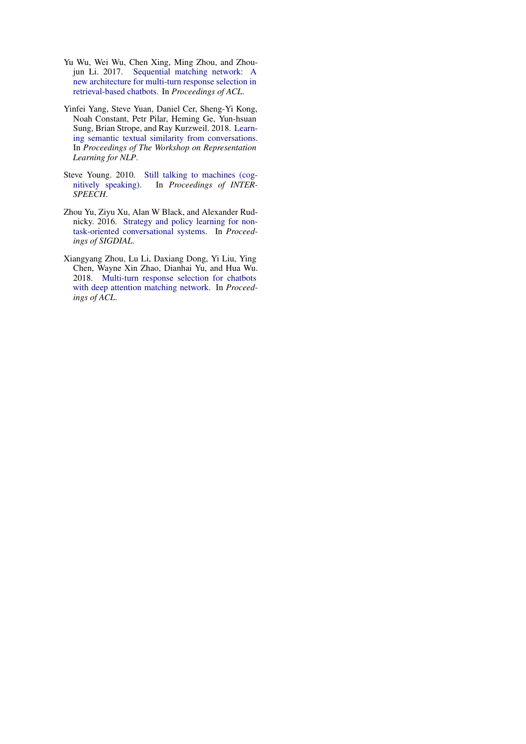Yu Wu, Wei Wu, Chen Xing, Ming Zhou, and Zhoujun Li. 2017. Sequential matching network: A new architecture for multi-turn response selection in retrieval-based chatbots. In *Proceedings of ACL*.

Yinfei Yang, Steve Yuan, Daniel Cer, Sheng-Yi Kong, Noah Constant, Petr Pilar, Heming Ge, Yun-hsuan Sung, Brian Strope, and Ray Kurzweil. 2018. Learning semantic textual similarity from conversations. In *Proceedings of The Workshop on Representation Learning for NLP*.

Steve Young. 2010. Still talking to machines (cognitively speaking). In *Proceedings of INTERSPEECH*.

Zhou Yu, Ziyu Xu, Alan W Black, and Alexander Rudnicky. 2016. Strategy and policy learning for non-task-oriented conversational systems. In *Proceedings of SIGDIAL*.

Xiangyang Zhou, Lu Li, Daxiang Dong, Yi Liu, Ying Chen, Wayne Xin Zhao, Dianhai Yu, and Hua Wu. 2018. Multi-turn response selection for chatbots with deep attention matching network. In *Proceedings of ACL*.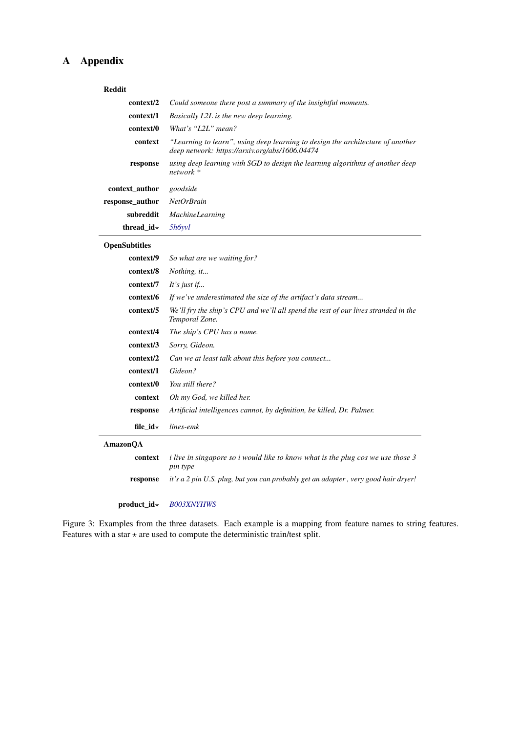# A Appendix

| | |
|---|---|
| **Reddit** | |
| **context/2** | *Could someone there post a summary of the insightful moments.* |
| **context/1** | *Basically L2L is the new deep learning.* |
| **context/0** | *What's "L2L" mean?* |
| **context** | *"Learning to learn", using deep learning to design the architecture of another deep network: https://arxiv.org/abs/1606.04474* |
| **response** | *using deep learning with SGD to design the learning algorithms of another deep network ** |
| **context_author** | *goodside* |
| **response_author** | *NetOrBrain* |
| **subreddit** | *MachineLearning* |
| **thread_id** ⋆ | *5h6yvl* |
| **OpenSubtitles** | |
| **context/9** | *So what are we waiting for?* |
| **context/8** | *Nothing, it...* |
| **context/7** | *It's just if...* |
| **context/6** | *If we've underestimated the size of the artifact's data stream...* |
| **context/5** | *We'll fry the ship's CPU and we'll all spend the rest of our lives stranded in the Temporal Zone.* |
| **context/4** | *The ship's CPU has a name.* |
| **context/3** | *Sorry, Gideon.* |
| **context/2** | *Can we at least talk about this before you connect...* |
| **context/1** | *Gideon?* |
| **context/0** | *You still there?* |
| **context** | *Oh my God, we killed her.* |
| **response** | *Artificial intelligences cannot, by definition, be killed, Dr. Palmer.* |
| **file_id** ⋆ | *lines-emk* |
| **AmazonQA** | |
| **context** | *i live in singapore so i would like to know what is the plug cos we use those 3 pin type* |
| **response** | *it's a 2 pin U.S. plug, but you can probably get an adapter , very good hair dryer!* |
| **product_id** ⋆ | *B003XNYHWS* |

Figure 3: Examples from the three datasets. Each example is a mapping from feature names to string features. Features with a star ⋆ are used to compute the deterministic train/test split.